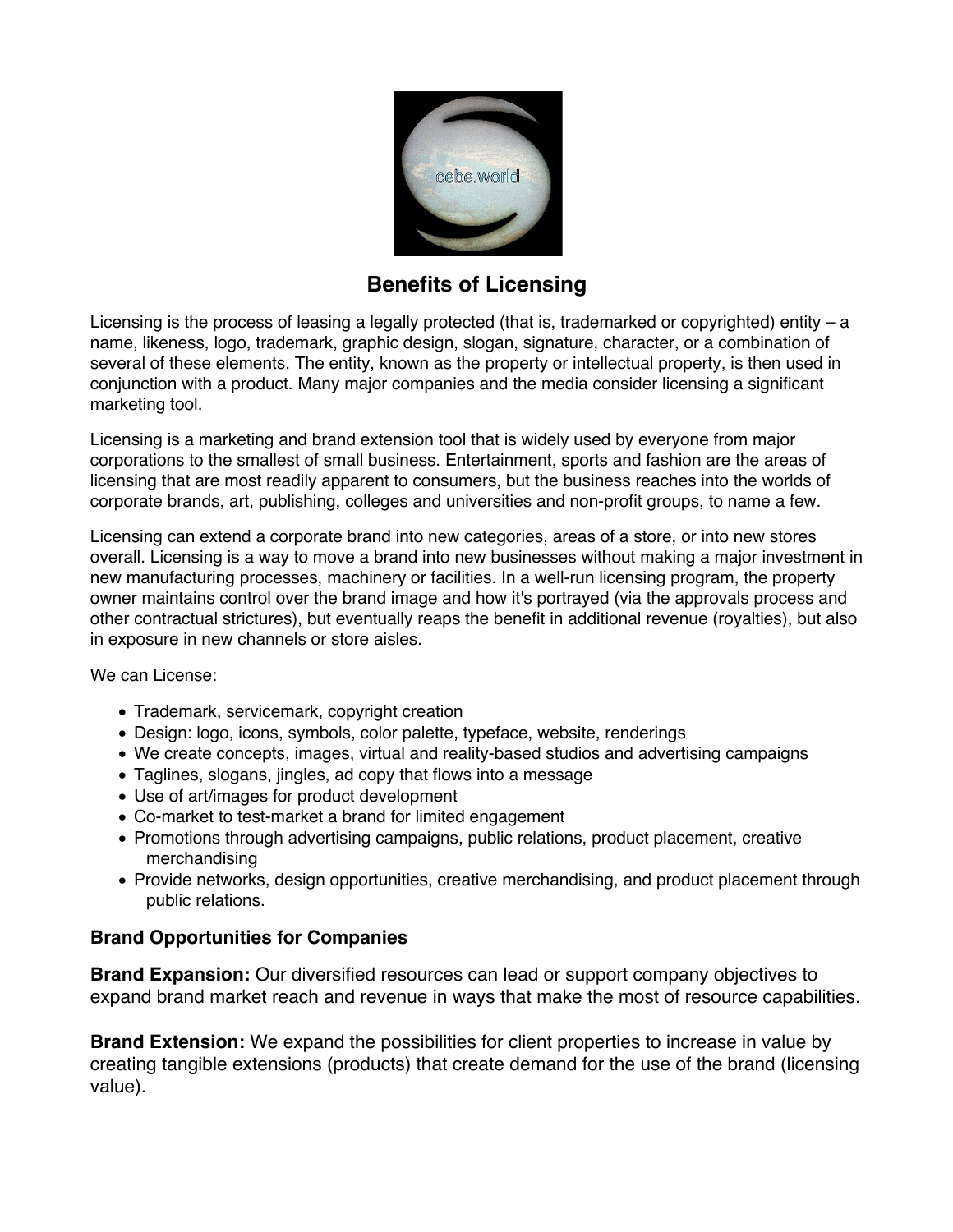# Benefits of Licensing

Licensing is the process of leasing a legally protected (that is, trademarked or copyrighted) entity – a name, likeness, logo, trademark, graphic design, slogan, signature, character, or a combination of several of these elements. The entity, known as the property or intellectual property, is then used in conjunction with a product. Many major companies and the media consider licensing a significant marketing tool.

Licensing is a marketing and brand extension tool that is widely used by everyone from major corporations to the smallest of small business. Entertainment, sports and fashion are the areas of licensing that are most readily apparent to consumers, but the business reaches into the worlds of corporate brands, art, publishing, colleges and universities and non-profit groups, to name a few.

Licensing can extend a corporate brand into new categories, areas of a store, or into new stores overall. Licensing is a way to move a brand into new businesses without making a major investment in new manufacturing processes, machinery or facilities. In a well-run licensing program, the property owner maintains control over the brand image and how it's portrayed (via the approvals process and other contractual strictures), but eventually reaps the benefit in additional revenue (royalties), but also in exposure in new channels or store aisles.

We can License:

- Trademark, servicemark, copyright creation
- Design: logo, icons, symbols, color palette, typeface, website, renderings
- We create concepts, images, virtual and reality-based studios and advertising campaigns
- Taglines, slogans, jingles, ad copy that flows into a message
- Use of art/images for product development
- Co-market to test-market a brand for limited engagement
- Promotions through advertising campaigns, public relations, product placement, creative merchandising
- Provide networks, design opportunities, creative merchandising, and product placement through public relations.

### Brand Opportunities for Companies

**Brand Expansion:** Our diversified resources can lead or support company objectives to expand brand market reach and revenue in ways that make the most of resource capabilities.

**Brand Extension:** We expand the possibilities for client properties to increase in value by creating tangible extensions (products) that create demand for the use of the brand (licensing value).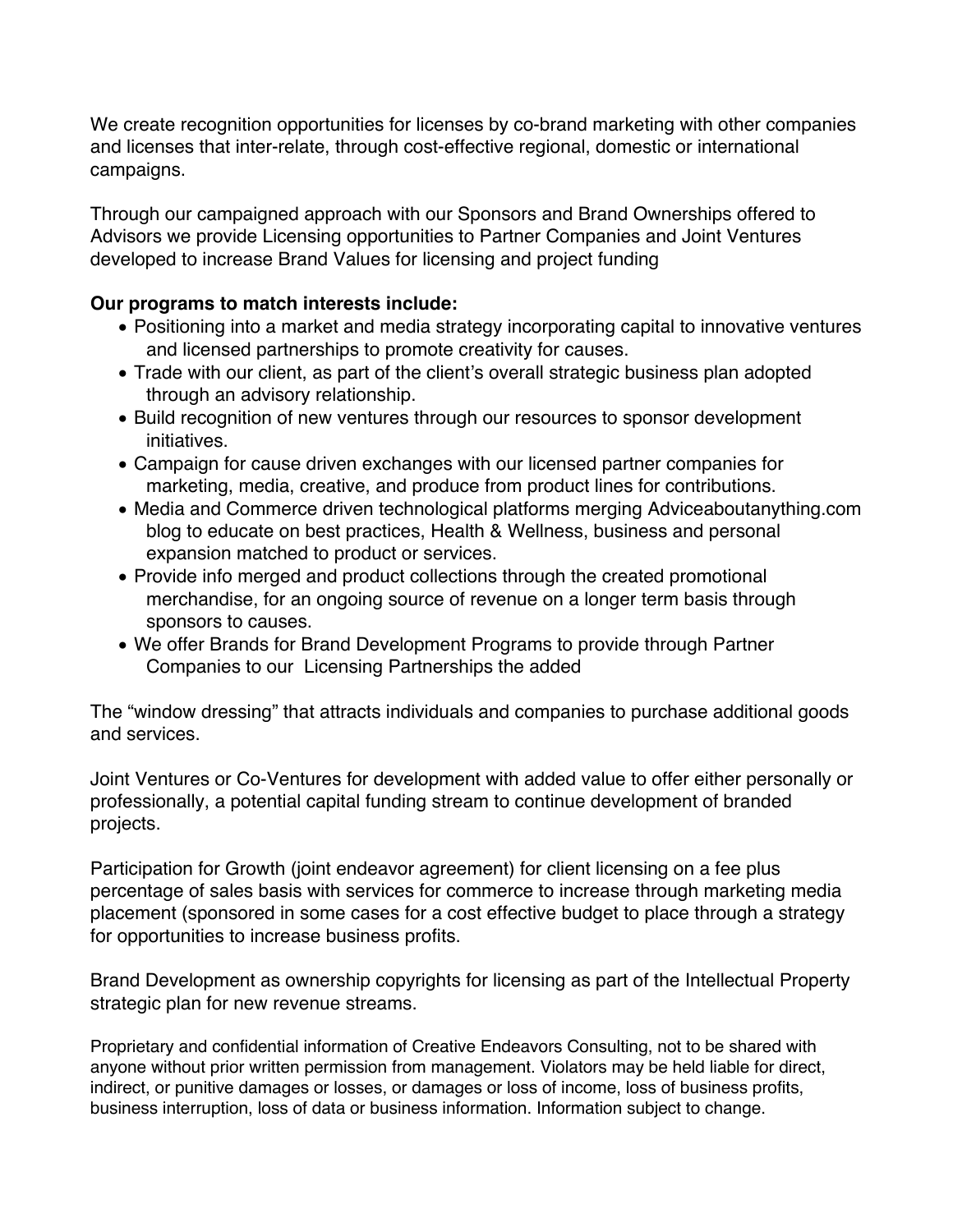We create recognition opportunities for licenses by co-brand marketing with other companies and licenses that inter-relate, through cost-effective regional, domestic or international campaigns.

Through our campaigned approach with our Sponsors and Brand Ownerships offered to Advisors we provide Licensing opportunities to Partner Companies and Joint Ventures developed to increase Brand Values for licensing and project funding

**Our programs to match interests include:**

- Positioning into a market and media strategy incorporating capital to innovative ventures and licensed partnerships to promote creativity for causes.
- Trade with our client, as part of the client's overall strategic business plan adopted through an advisory relationship.
- Build recognition of new ventures through our resources to sponsor development initiatives.
- Campaign for cause driven exchanges with our licensed partner companies for marketing, media, creative, and produce from product lines for contributions.
- Media and Commerce driven technological platforms merging Adviceaboutanything.com blog to educate on best practices, Health & Wellness, business and personal expansion matched to product or services.
- Provide info merged and product collections through the created promotional merchandise, for an ongoing source of revenue on a longer term basis through sponsors to causes.
- We offer Brands for Brand Development Programs to provide through Partner Companies to our Licensing Partnerships the added

The "window dressing" that attracts individuals and companies to purchase additional goods and services.

Joint Ventures or Co-Ventures for development with added value to offer either personally or professionally, a potential capital funding stream to continue development of branded projects.

Participation for Growth (joint endeavor agreement) for client licensing on a fee plus percentage of sales basis with services for commerce to increase through marketing media placement (sponsored in some cases for a cost effective budget to place through a strategy for opportunities to increase business profits.

Brand Development as ownership copyrights for licensing as part of the Intellectual Property strategic plan for new revenue streams.

Proprietary and confidential information of Creative Endeavors Consulting, not to be shared with anyone without prior written permission from management. Violators may be held liable for direct, indirect, or punitive damages or losses, or damages or loss of income, loss of business profits, business interruption, loss of data or business information. Information subject to change.